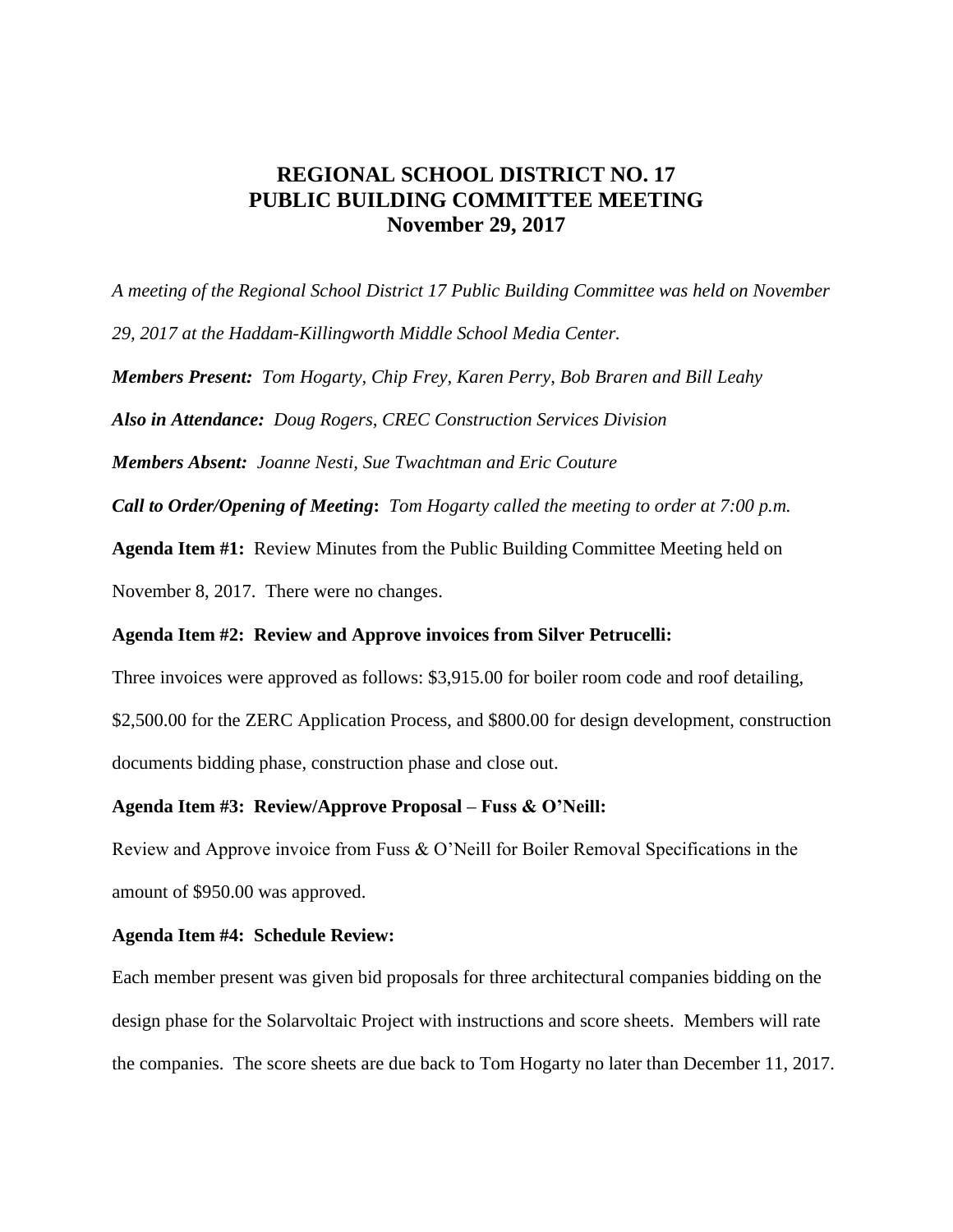# REGIONAL SCHOOL DISTRICT NO. 17
# PUBLIC BUILDING COMMITTEE MEETING
# November 29, 2017

*A meeting of the Regional School District 17 Public Building Committee was held on November 29, 2017 at the Haddam-Killingworth Middle School Media Center.*

***Members Present:*** *Tom Hogarty, Chip Frey, Karen Perry, Bob Braren and Bill Leahy*

***Also in Attendance:*** *Doug Rogers, CREC Construction Services Division*

***Members Absent:*** *Joanne Nesti, Sue Twachtman and Eric Couture*

***Call to Order/Opening of Meeting*:** *Tom Hogarty called the meeting to order at 7:00 p.m.*

**Agenda Item #1:** Review Minutes from the Public Building Committee Meeting held on November 8, 2017. There were no changes.

**Agenda Item #2: Review and Approve invoices from Silver Petrucelli:**

Three invoices were approved as follows: $3,915.00 for boiler room code and roof detailing, $2,500.00 for the ZERC Application Process, and $800.00 for design development, construction documents bidding phase, construction phase and close out.

**Agenda Item #3: Review/Approve Proposal – Fuss & O'Neill:**

Review and Approve invoice from Fuss & O'Neill for Boiler Removal Specifications in the amount of $950.00 was approved.

**Agenda Item #4: Schedule Review:**

Each member present was given bid proposals for three architectural companies bidding on the design phase for the Solarvoltaic Project with instructions and score sheets. Members will rate the companies. The score sheets are due back to Tom Hogarty no later than December 11, 2017.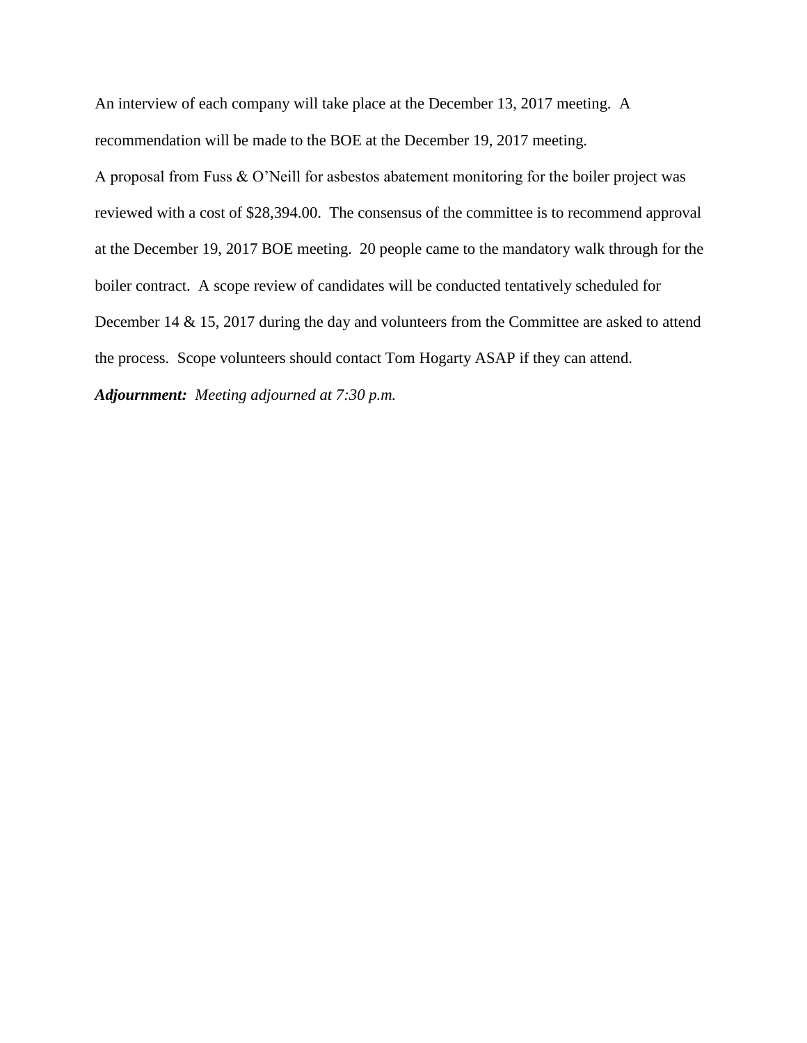An interview of each company will take place at the December 13, 2017 meeting. A recommendation will be made to the BOE at the December 19, 2017 meeting.

A proposal from Fuss & O'Neill for asbestos abatement monitoring for the boiler project was reviewed with a cost of $28,394.00. The consensus of the committee is to recommend approval at the December 19, 2017 BOE meeting. 20 people came to the mandatory walk through for the boiler contract. A scope review of candidates will be conducted tentatively scheduled for December 14 & 15, 2017 during the day and volunteers from the Committee are asked to attend the process. Scope volunteers should contact Tom Hogarty ASAP if they can attend.

***Adjournment:*** *Meeting adjourned at 7:30 p.m.*